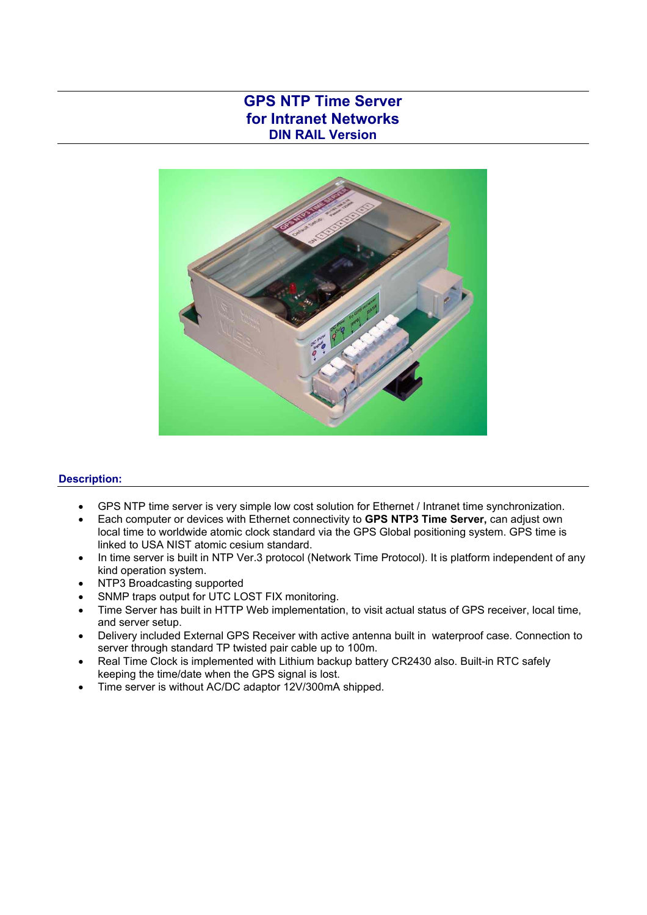# GPS NTP Time Server
# for Intranet Networks
## DIN RAIL Version

### Description:

- GPS NTP time server is very simple low cost solution for Ethernet / Intranet time synchronization.
- Each computer or devices with Ethernet connectivity to **GPS NTP3 Time Server,** can adjust own local time to worldwide atomic clock standard via the GPS Global positioning system. GPS time is linked to USA NIST atomic cesium standard.
- In time server is built in NTP Ver.3 protocol (Network Time Protocol). It is platform independent of any kind operation system.
- NTP3 Broadcasting supported
- SNMP traps output for UTC LOST FIX monitoring.
- Time Server has built in HTTP Web implementation, to visit actual status of GPS receiver, local time, and server setup.
- Delivery included External GPS Receiver with active antenna built in waterproof case. Connection to server through standard TP twisted pair cable up to 100m.
- Real Time Clock is implemented with Lithium backup battery CR2430 also. Built-in RTC safely keeping the time/date when the GPS signal is lost.
- Time server is without AC/DC adaptor 12V/300mA shipped.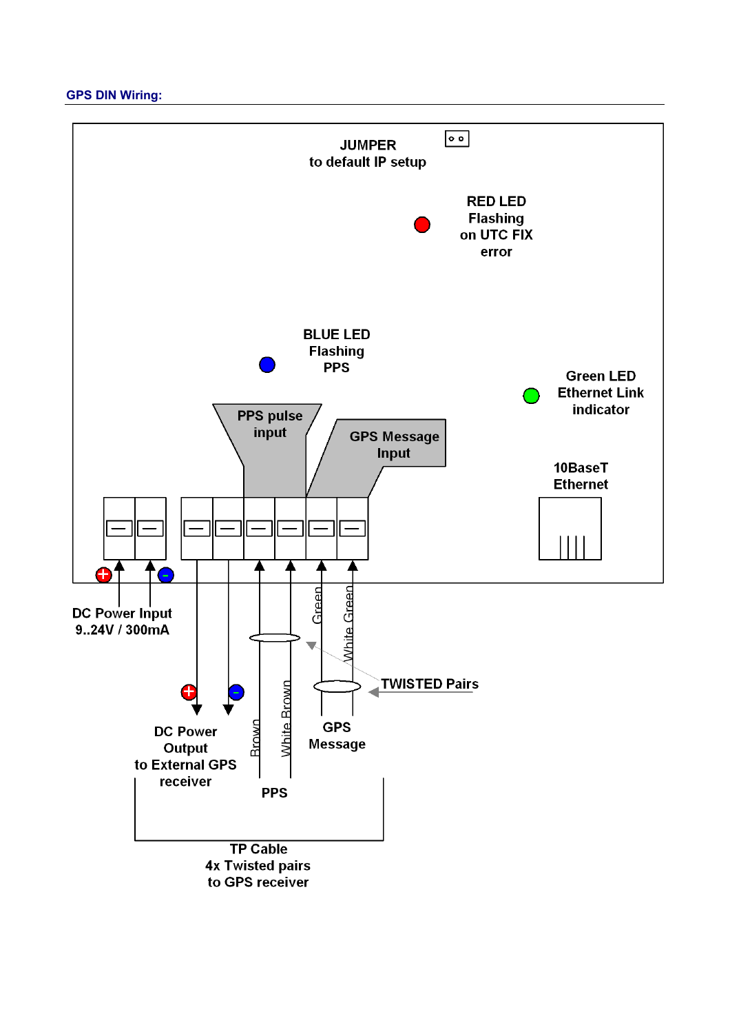**GPS DIN Wiring:**

JUMPER
to default IP setup

RED LED
Flashing
on UTC FIX
error

BLUE LED
Flashing
PPS

Green LED
Ethernet Link
indicator

PPS pulse
input

GPS Message
Input

10BaseT
Ethernet

DC Power Input
9..24V / 300mA

Green

White Green

TWISTED Pairs

DC Power
Output
to External GPS
receiver

Brown

White Brown

GPS
Message

PPS

TP Cable
4x Twisted pairs
to GPS receiver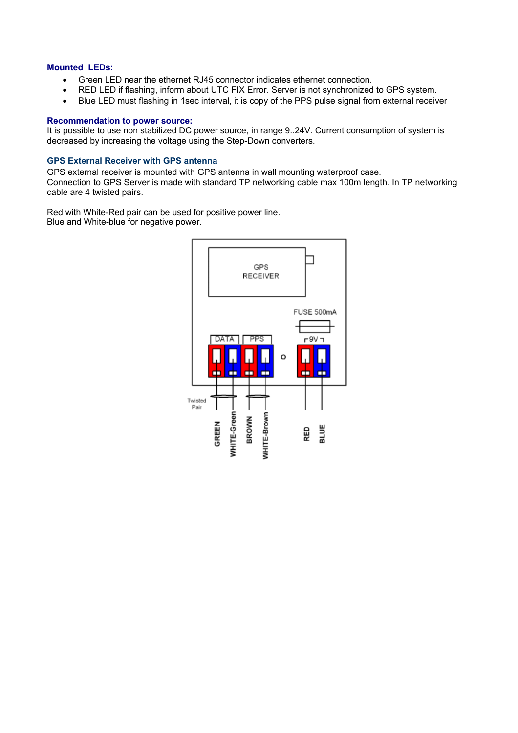### Mounted LEDs:

- Green LED near the ethernet RJ45 connector indicates ethernet connection.
- RED LED if flashing, inform about UTC FIX Error. Server is not synchronized to GPS system.
- Blue LED must flashing in 1sec interval, it is copy of the PPS pulse signal from external receiver

### Recommendation to power source:

It is possible to use non stabilized DC power source, in range 9..24V. Current consumption of system is decreased by increasing the voltage using the Step-Down converters.

### GPS External Receiver with GPS antenna

GPS external receiver is mounted with GPS antenna in wall mounting waterproof case.
Connection to GPS Server is made with standard TP networking cable max 100m length. In TP networking cable are 4 twisted pairs.

Red with White-Red pair can be used for positive power line.
Blue and White-blue for negative power.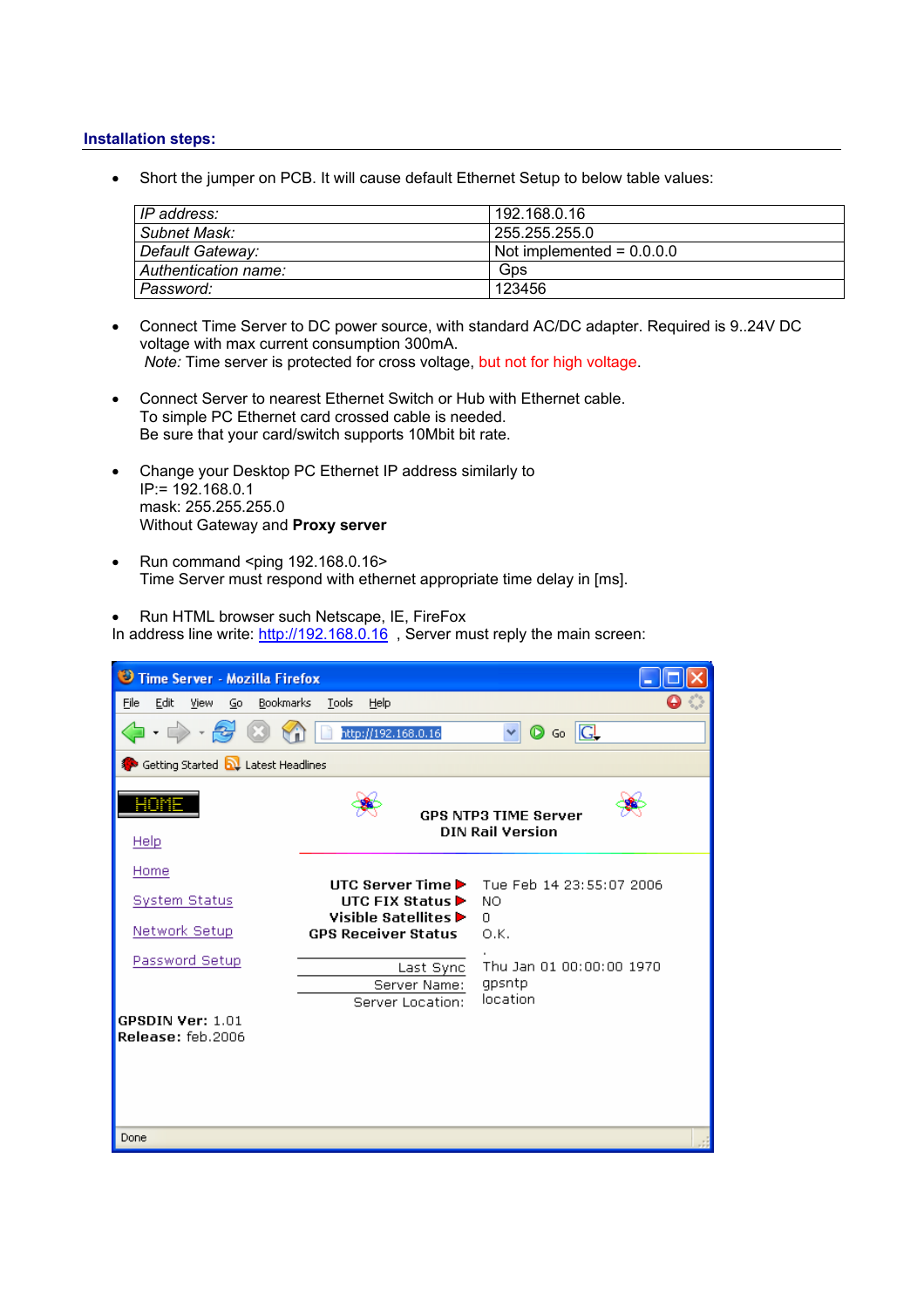## Installation steps:

- Short the jumper on PCB. It will cause default Ethernet Setup to below table values:

| *IP address:* | 192.168.0.16 |
|---|---|
| *Subnet Mask:* | 255.255.255.0 |
| *Default Gateway:* | Not implemented = 0.0.0.0 |
| *Authentication name:* | Gps |
| *Password:* | 123456 |

- Connect Time Server to DC power source, with standard AC/DC adapter. Required is 9..24V DC voltage with max current consumption 300mA.
  *Note:* Time server is protected for cross voltage, but not for high voltage.

- Connect Server to nearest Ethernet Switch or Hub with Ethernet cable.
  To simple PC Ethernet card crossed cable is needed.
  Be sure that your card/switch supports 10Mbit bit rate.

- Change your Desktop PC Ethernet IP address similarly to
  IP:= 192.168.0.1
  mask: 255.255.255.0
  Without Gateway and **Proxy server**

- Run command <ping 192.168.0.16>
  Time Server must respond with ethernet appropriate time delay in [ms].

- Run HTML browser such Netscape, IE, FireFox

In address line write: http://192.168.0.16 , Server must reply the main screen: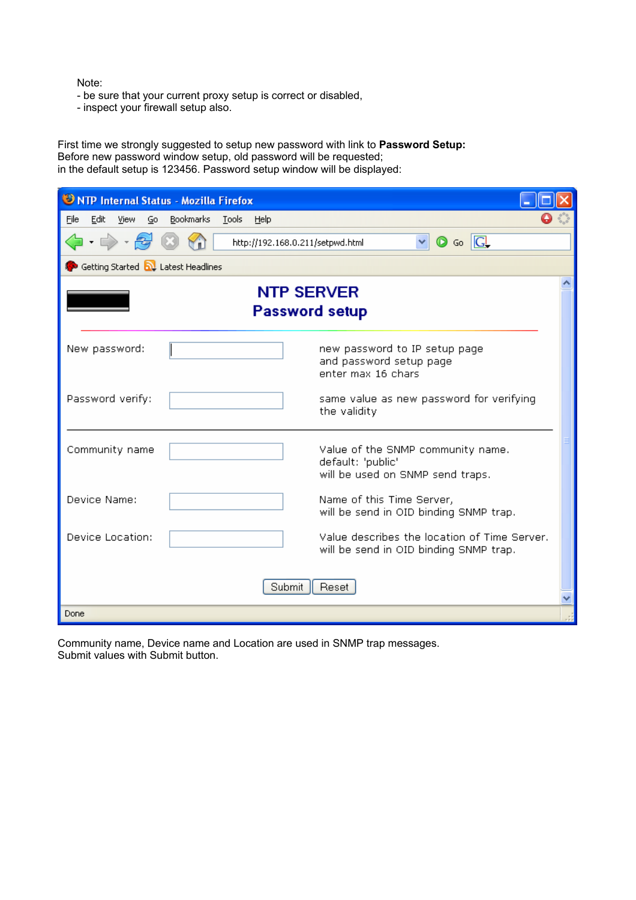Note:
- be sure that your current proxy setup is correct or disabled,
- inspect your firewall setup also.

First time we strongly suggested to setup new password with link to **Password Setup:**
Before new password window setup, old password will be requested;
in the default setup is 123456. Password setup window will be displayed:

NTP Internal Status - Mozilla Firefox

http://192.168.0.211/setpwd.html

**NTP SERVER**
**Password setup**

| | | |
|---|---|---|
| New password: | | new password to IP setup page and password setup page enter max 16 chars |
| Password verify: | | same value as new password for verifying the validity |
| Community name | | Value of the SNMP community name. default: 'public' will be used on SNMP send traps. |
| Device Name: | | Name of this Time Server, will be send in OID binding SNMP trap. |
| Device Location: | | Value describes the location of Time Server. will be send in OID binding SNMP trap. |

Submit Reset

Done

Community name, Device name and Location are used in SNMP trap messages.
Submit values with Submit button.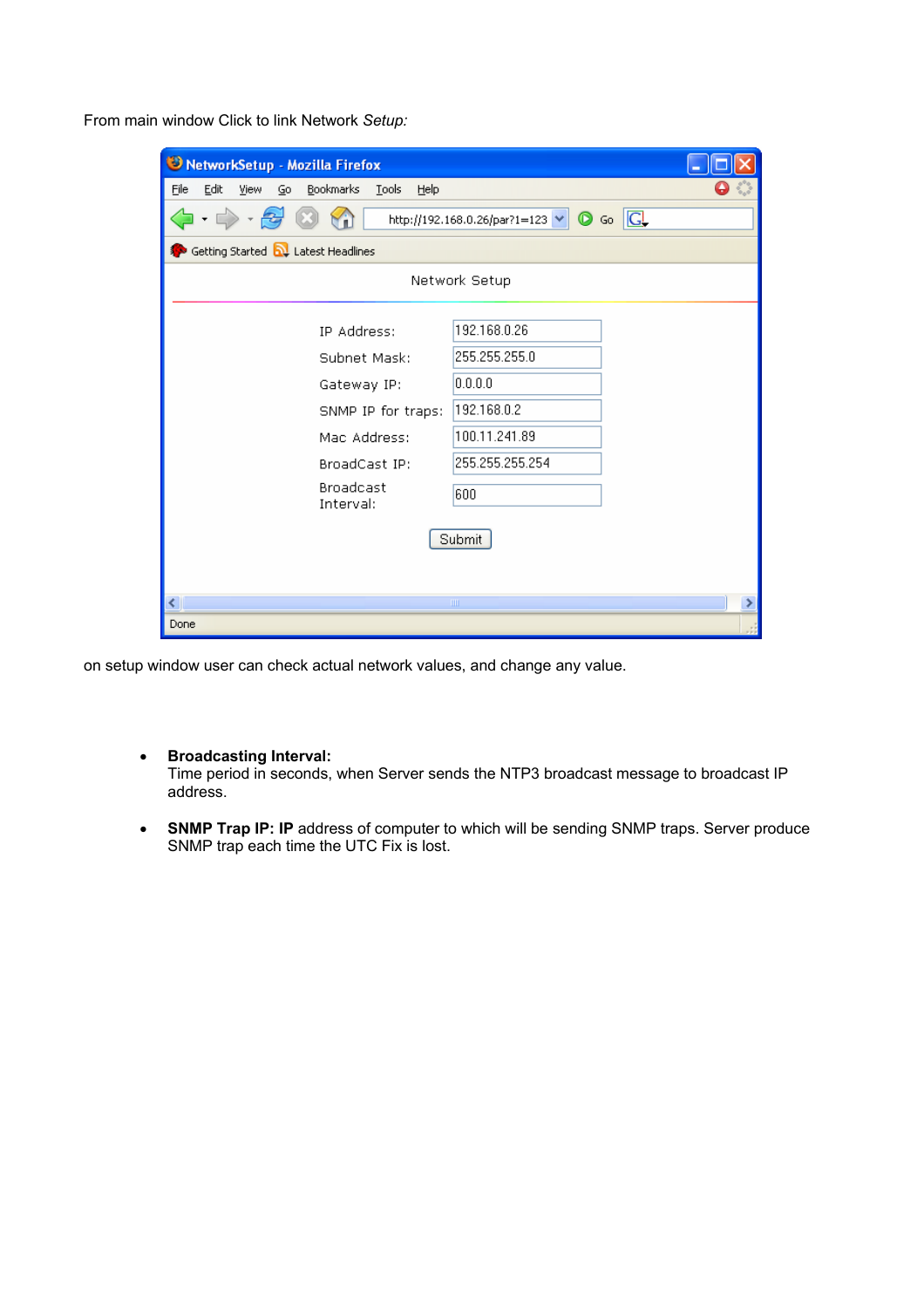From main window Click to link Network *Setup:*

on setup window user can check actual network values, and change any value.

- **Broadcasting Interval:**
  Time period in seconds, when Server sends the NTP3 broadcast message to broadcast IP address.

- **SNMP Trap IP: IP** address of computer to which will be sending SNMP traps. Server produce SNMP trap each time the UTC Fix is lost.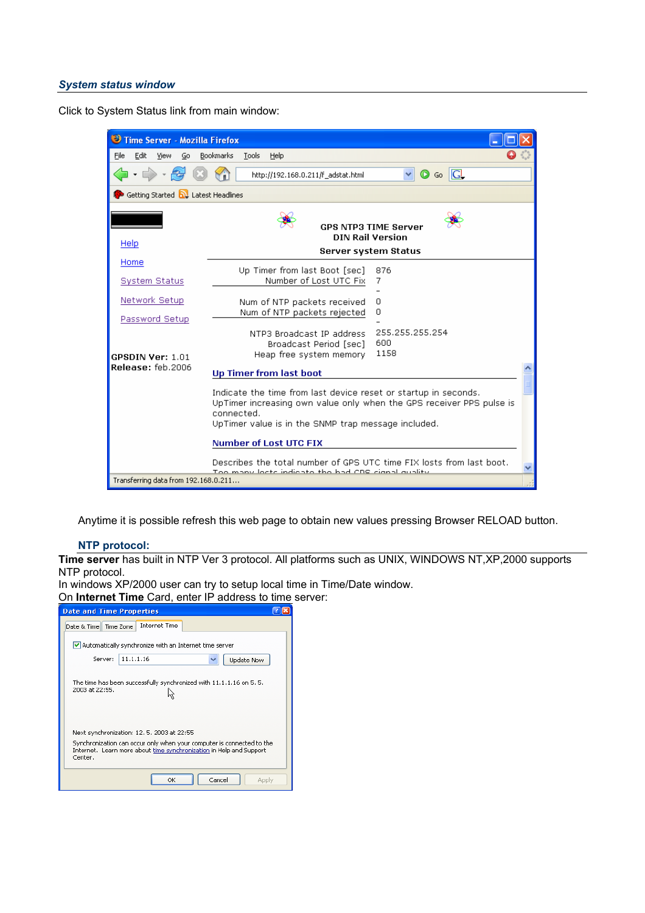### *System status window*

Click to System Status link from main window:

Anytime it is possible refresh this web page to obtain new values pressing Browser RELOAD button.

### NTP protocol:

**Time server** has built in NTP Ver 3 protocol. All platforms such as UNIX, WINDOWS NT,XP,2000 supports NTP protocol.
In windows XP/2000 user can try to setup local time in Time/Date window.
On **Internet Time** Card, enter IP address to time server: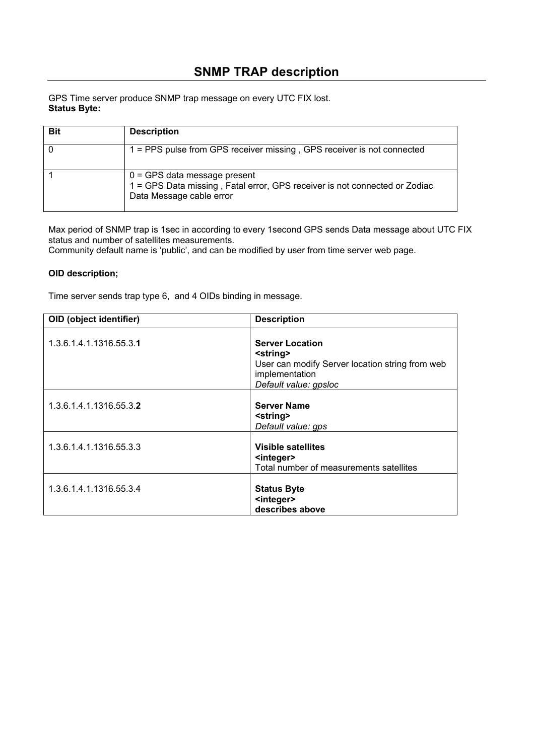## SNMP TRAP description

GPS Time server produce SNMP trap message on every UTC FIX lost.
**Status Byte:**

| **Bit** | **Description** |
|---|---|
| 0 | 1 = PPS pulse from GPS receiver missing , GPS receiver is not connected |
| 1 | 0 = GPS data message present<br>1 = GPS Data missing , Fatal error, GPS receiver is not connected or Zodiac Data Message cable error |

Max period of SNMP trap is 1sec in according to every 1second GPS sends Data message about UTC FIX status and number of satellites measurements.
Community default name is 'public', and can be modified by user from time server web page.

**OID description;**

Time server sends trap type 6, and 4 OIDs binding in message.

| **OID (object identifier)** | **Description** |
|---|---|
| 1.3.6.1.4.1.1316.55.3.**1** | **Server Location**<br>**<string>**<br>User can modify Server location string from web implementation<br>*Default value: gpsloc* |
| 1.3.6.1.4.1.1316.55.3.**2** | **Server Name**<br>**<string>**<br>*Default value: gps* |
| 1.3.6.1.4.1.1316.55.3.3 | **Visible satellites**<br>**<integer>**<br>Total number of measurements satellites |
| 1.3.6.1.4.1.1316.55.3.4 | **Status Byte**<br>**<integer>**<br>**describes above** |